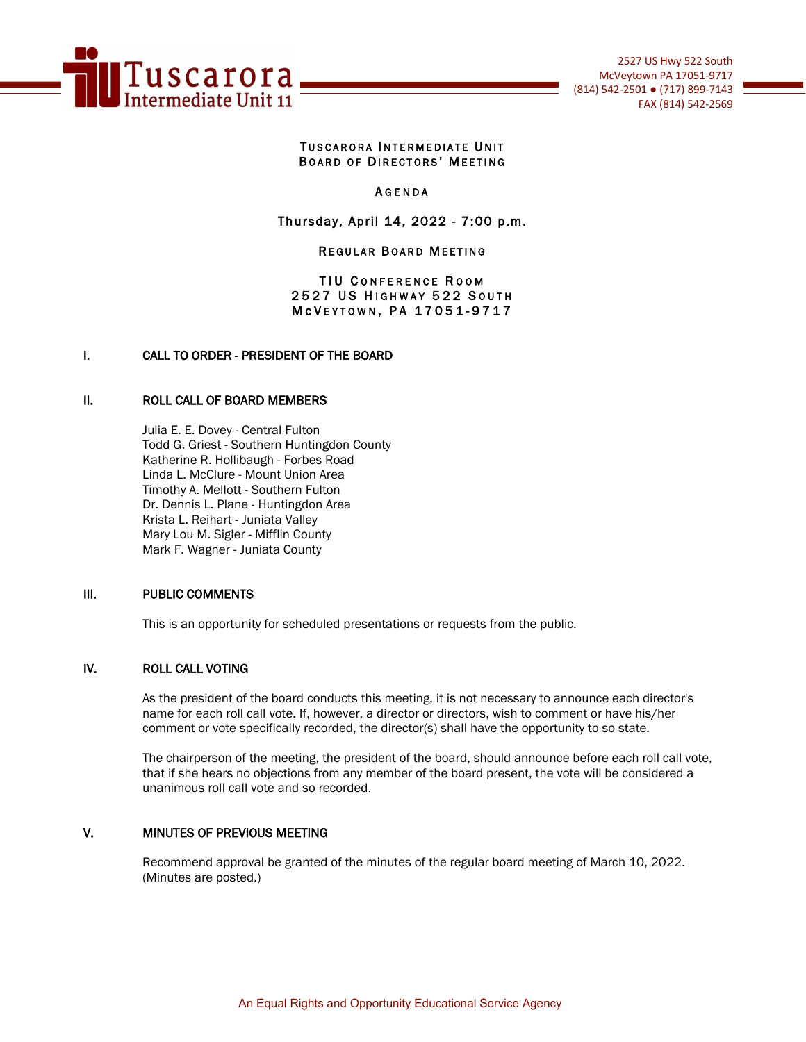Tuscarora Intermediate Unit 11

2527 US Hwy 522 South
McVeytown PA 17051-9717
(814) 542-2501 ● (717) 899-7143
FAX (814) 542-2569

# TUSCARORA INTERMEDIATE UNIT
# BOARD OF DIRECTORS' MEETING

## AGENDA

**Thursday, April 14, 2022 - 7:00 p.m.**

REGULAR BOARD MEETING

TIU CONFERENCE ROOM
2527 US HIGHWAY 522 SOUTH
MCVEYTOWN, PA 17051-9717

## I. CALL TO ORDER - PRESIDENT OF THE BOARD

## II. ROLL CALL OF BOARD MEMBERS

Julia E. E. Dovey - Central Fulton
Todd G. Griest - Southern Huntingdon County
Katherine R. Hollibaugh - Forbes Road
Linda L. McClure - Mount Union Area
Timothy A. Mellott - Southern Fulton
Dr. Dennis L. Plane - Huntingdon Area
Krista L. Reihart - Juniata Valley
Mary Lou M. Sigler - Mifflin County
Mark F. Wagner - Juniata County

## III. PUBLIC COMMENTS

This is an opportunity for scheduled presentations or requests from the public.

## IV. ROLL CALL VOTING

As the president of the board conducts this meeting, it is not necessary to announce each director's name for each roll call vote. If, however, a director or directors, wish to comment or have his/her comment or vote specifically recorded, the director(s) shall have the opportunity to so state.

The chairperson of the meeting, the president of the board, should announce before each roll call vote, that if she hears no objections from any member of the board present, the vote will be considered a unanimous roll call vote and so recorded.

## V. MINUTES OF PREVIOUS MEETING

Recommend approval be granted of the minutes of the regular board meeting of March 10, 2022. (Minutes are posted.)

An Equal Rights and Opportunity Educational Service Agency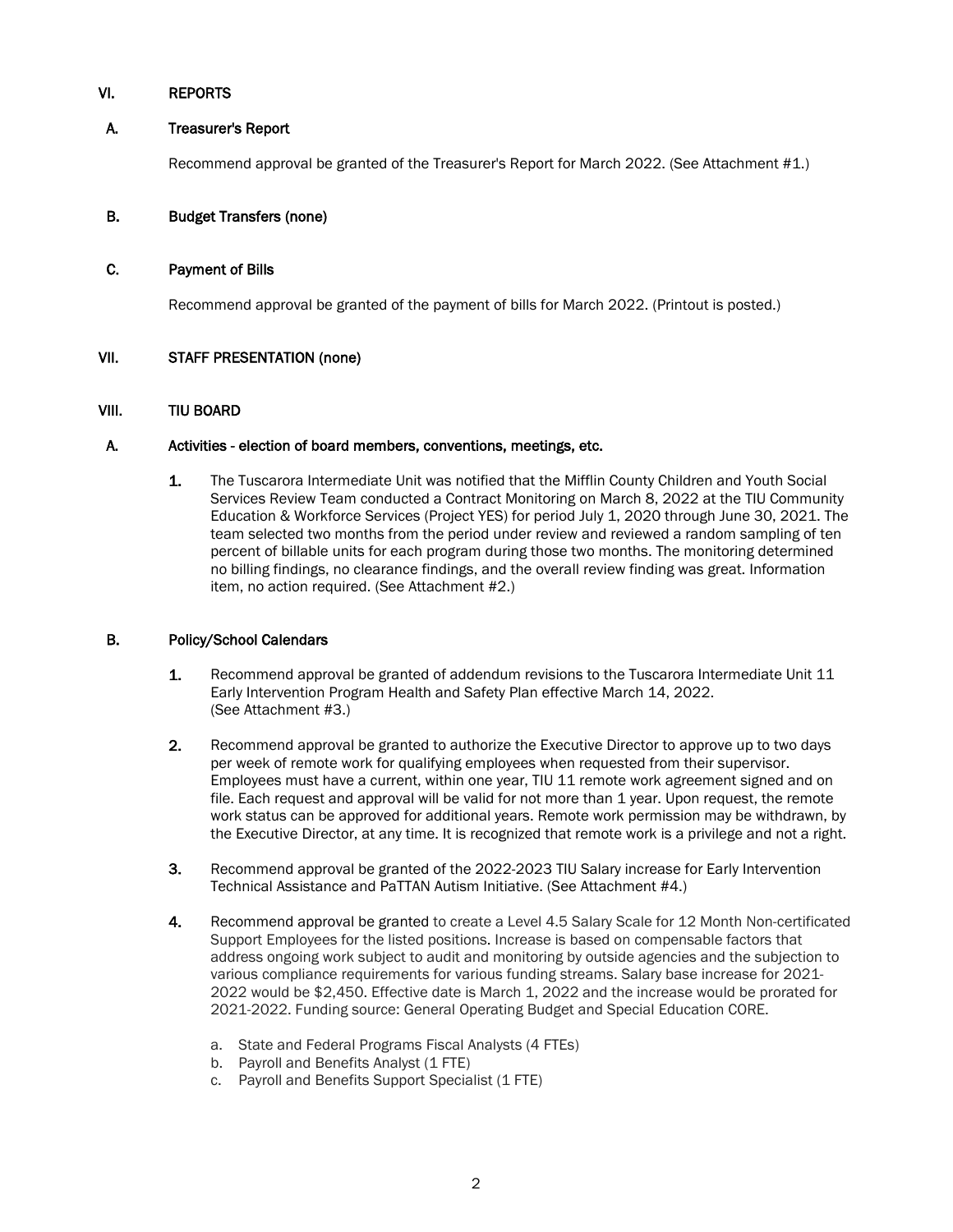## VI. REPORTS

### A. Treasurer's Report

Recommend approval be granted of the Treasurer's Report for March 2022. (See Attachment #1.)

### B. Budget Transfers (none)

### C. Payment of Bills

Recommend approval be granted of the payment of bills for March 2022. (Printout is posted.)

## VII. STAFF PRESENTATION (none)

## VIII. TIU BOARD

### A. Activities - election of board members, conventions, meetings, etc.

1. The Tuscarora Intermediate Unit was notified that the Mifflin County Children and Youth Social Services Review Team conducted a Contract Monitoring on March 8, 2022 at the TIU Community Education & Workforce Services (Project YES) for period July 1, 2020 through June 30, 2021. The team selected two months from the period under review and reviewed a random sampling of ten percent of billable units for each program during those two months. The monitoring determined no billing findings, no clearance findings, and the overall review finding was great. Information item, no action required. (See Attachment #2.)

### B. Policy/School Calendars

1. Recommend approval be granted of addendum revisions to the Tuscarora Intermediate Unit 11 Early Intervention Program Health and Safety Plan effective March 14, 2022. (See Attachment #3.)

2. Recommend approval be granted to authorize the Executive Director to approve up to two days per week of remote work for qualifying employees when requested from their supervisor. Employees must have a current, within one year, TIU 11 remote work agreement signed and on file. Each request and approval will be valid for not more than 1 year. Upon request, the remote work status can be approved for additional years. Remote work permission may be withdrawn, by the Executive Director, at any time. It is recognized that remote work is a privilege and not a right.

3. Recommend approval be granted of the 2022-2023 TIU Salary increase for Early Intervention Technical Assistance and PaTTAN Autism Initiative. (See Attachment #4.)

4. Recommend approval be granted to create a Level 4.5 Salary Scale for 12 Month Non-certificated Support Employees for the listed positions. Increase is based on compensable factors that address ongoing work subject to audit and monitoring by outside agencies and the subjection to various compliance requirements for various funding streams. Salary base increase for 2021-2022 would be $2,450. Effective date is March 1, 2022 and the increase would be prorated for 2021-2022. Funding source: General Operating Budget and Special Education CORE.

   a. State and Federal Programs Fiscal Analysts (4 FTEs)
   b. Payroll and Benefits Analyst (1 FTE)
   c. Payroll and Benefits Support Specialist (1 FTE)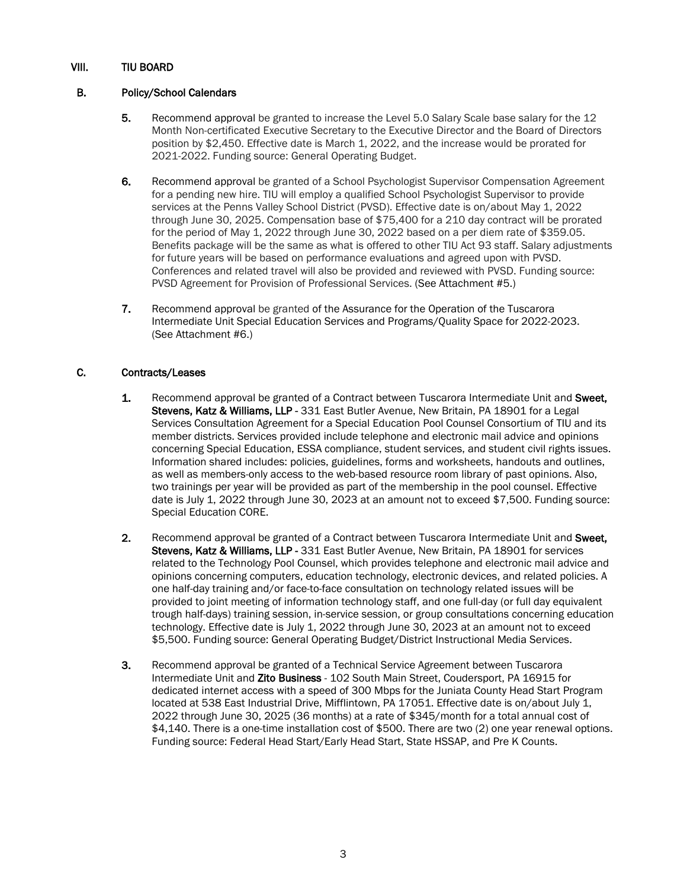## VIII. TIU BOARD

### B. Policy/School Calendars

5. **Recommend approval** be granted to increase the Level 5.0 Salary Scale base salary for the 12 Month Non-certificated Executive Secretary to the Executive Director and the Board of Directors position by $2,450. Effective date is March 1, 2022, and the increase would be prorated for 2021-2022. Funding source: General Operating Budget.

6. **Recommend approval** be granted of a School Psychologist Supervisor Compensation Agreement for a pending new hire. TIU will employ a qualified School Psychologist Supervisor to provide services at the Penns Valley School District (PVSD). Effective date is on/about May 1, 2022 through June 30, 2025. Compensation base of $75,400 for a 210 day contract will be prorated for the period of May 1, 2022 through June 30, 2022 based on a per diem rate of $359.05. Benefits package will be the same as what is offered to other TIU Act 93 staff. Salary adjustments for future years will be based on performance evaluations and agreed upon with PVSD. Conferences and related travel will also be provided and reviewed with PVSD. Funding source: PVSD Agreement for Provision of Professional Services. (See Attachment #5.)

7. **Recommend approval** be granted of the Assurance for the Operation of the Tuscarora Intermediate Unit Special Education Services and Programs/Quality Space for 2022-2023. (See Attachment #6.)

### C. Contracts/Leases

1. Recommend approval be granted of a Contract between Tuscarora Intermediate Unit and **Sweet, Stevens, Katz & Williams, LLP** - 331 East Butler Avenue, New Britain, PA 18901 for a Legal Services Consultation Agreement for a Special Education Pool Counsel Consortium of TIU and its member districts. Services provided include telephone and electronic mail advice and opinions concerning Special Education, ESSA compliance, student services, and student civil rights issues. Information shared includes: policies, guidelines, forms and worksheets, handouts and outlines, as well as members-only access to the web-based resource room library of past opinions. Also, two trainings per year will be provided as part of the membership in the pool counsel. Effective date is July 1, 2022 through June 30, 2023 at an amount not to exceed $7,500. Funding source: Special Education CORE.

2. Recommend approval be granted of a Contract between Tuscarora Intermediate Unit and **Sweet, Stevens, Katz & Williams, LLP** - 331 East Butler Avenue, New Britain, PA 18901 for services related to the Technology Pool Counsel, which provides telephone and electronic mail advice and opinions concerning computers, education technology, electronic devices, and related policies. A one half-day training and/or face-to-face consultation on technology related issues will be provided to joint meeting of information technology staff, and one full-day (or full day equivalent trough half-days) training session, in-service session, or group consultations concerning education technology. Effective date is July 1, 2022 through June 30, 2023 at an amount not to exceed $5,500. Funding source: General Operating Budget/District Instructional Media Services.

3. Recommend approval be granted of a Technical Service Agreement between Tuscarora Intermediate Unit and **Zito Business** - 102 South Main Street, Coudersport, PA 16915 for dedicated internet access with a speed of 300 Mbps for the Juniata County Head Start Program located at 538 East Industrial Drive, Mifflintown, PA 17051. Effective date is on/about July 1, 2022 through June 30, 2025 (36 months) at a rate of $345/month for a total annual cost of $4,140. There is a one-time installation cost of $500. There are two (2) one year renewal options. Funding source: Federal Head Start/Early Head Start, State HSSAP, and Pre K Counts.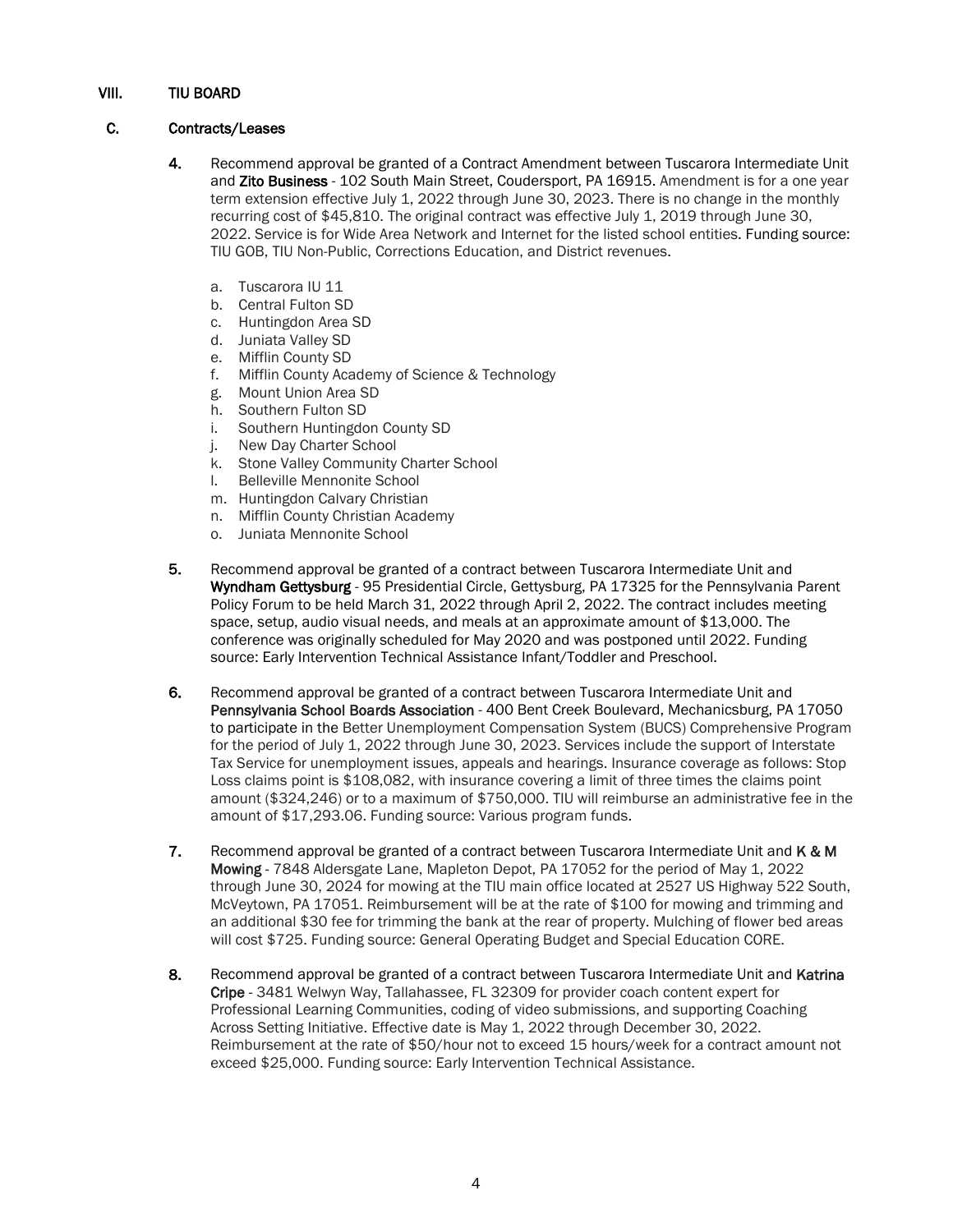## VIII. TIU BOARD

### C. Contracts/Leases

4. Recommend approval be granted of a Contract Amendment between Tuscarora Intermediate Unit and **Zito Business** - 102 South Main Street, Coudersport, PA 16915. Amendment is for a one year term extension effective July 1, 2022 through June 30, 2023. There is no change in the monthly recurring cost of $45,810. The original contract was effective July 1, 2019 through June 30, 2022. Service is for Wide Area Network and Internet for the listed school entities. Funding source: TIU GOB, TIU Non-Public, Corrections Education, and District revenues.

   a. Tuscarora IU 11
   b. Central Fulton SD
   c. Huntingdon Area SD
   d. Juniata Valley SD
   e. Mifflin County SD
   f. Mifflin County Academy of Science & Technology
   g. Mount Union Area SD
   h. Southern Fulton SD
   i. Southern Huntingdon County SD
   j. New Day Charter School
   k. Stone Valley Community Charter School
   l. Belleville Mennonite School
   m. Huntingdon Calvary Christian
   n. Mifflin County Christian Academy
   o. Juniata Mennonite School

5. Recommend approval be granted of a contract between Tuscarora Intermediate Unit and **Wyndham Gettysburg** - 95 Presidential Circle, Gettysburg, PA 17325 for the Pennsylvania Parent Policy Forum to be held March 31, 2022 through April 2, 2022. The contract includes meeting space, setup, audio visual needs, and meals at an approximate amount of $13,000. The conference was originally scheduled for May 2020 and was postponed until 2022. Funding source: Early Intervention Technical Assistance Infant/Toddler and Preschool.

6. Recommend approval be granted of a contract between Tuscarora Intermediate Unit and **Pennsylvania School Boards Association** - 400 Bent Creek Boulevard, Mechanicsburg, PA 17050 to participate in the Better Unemployment Compensation System (BUCS) Comprehensive Program for the period of July 1, 2022 through June 30, 2023. Services include the support of Interstate Tax Service for unemployment issues, appeals and hearings. Insurance coverage as follows: Stop Loss claims point is $108,082, with insurance covering a limit of three times the claims point amount ($324,246) or to a maximum of $750,000. TIU will reimburse an administrative fee in the amount of $17,293.06. Funding source: Various program funds.

7. Recommend approval be granted of a contract between Tuscarora Intermediate Unit and **K & M Mowing** - 7848 Aldersgate Lane, Mapleton Depot, PA 17052 for the period of May 1, 2022 through June 30, 2024 for mowing at the TIU main office located at 2527 US Highway 522 South, McVeytown, PA 17051. Reimbursement will be at the rate of $100 for mowing and trimming and an additional $30 fee for trimming the bank at the rear of property. Mulching of flower bed areas will cost $725. Funding source: General Operating Budget and Special Education CORE.

8. Recommend approval be granted of a contract between Tuscarora Intermediate Unit and **Katrina Cripe** - 3481 Welwyn Way, Tallahassee, FL 32309 for provider coach content expert for Professional Learning Communities, coding of video submissions, and supporting Coaching Across Setting Initiative. Effective date is May 1, 2022 through December 30, 2022. Reimbursement at the rate of $50/hour not to exceed 15 hours/week for a contract amount not exceed $25,000. Funding source: Early Intervention Technical Assistance.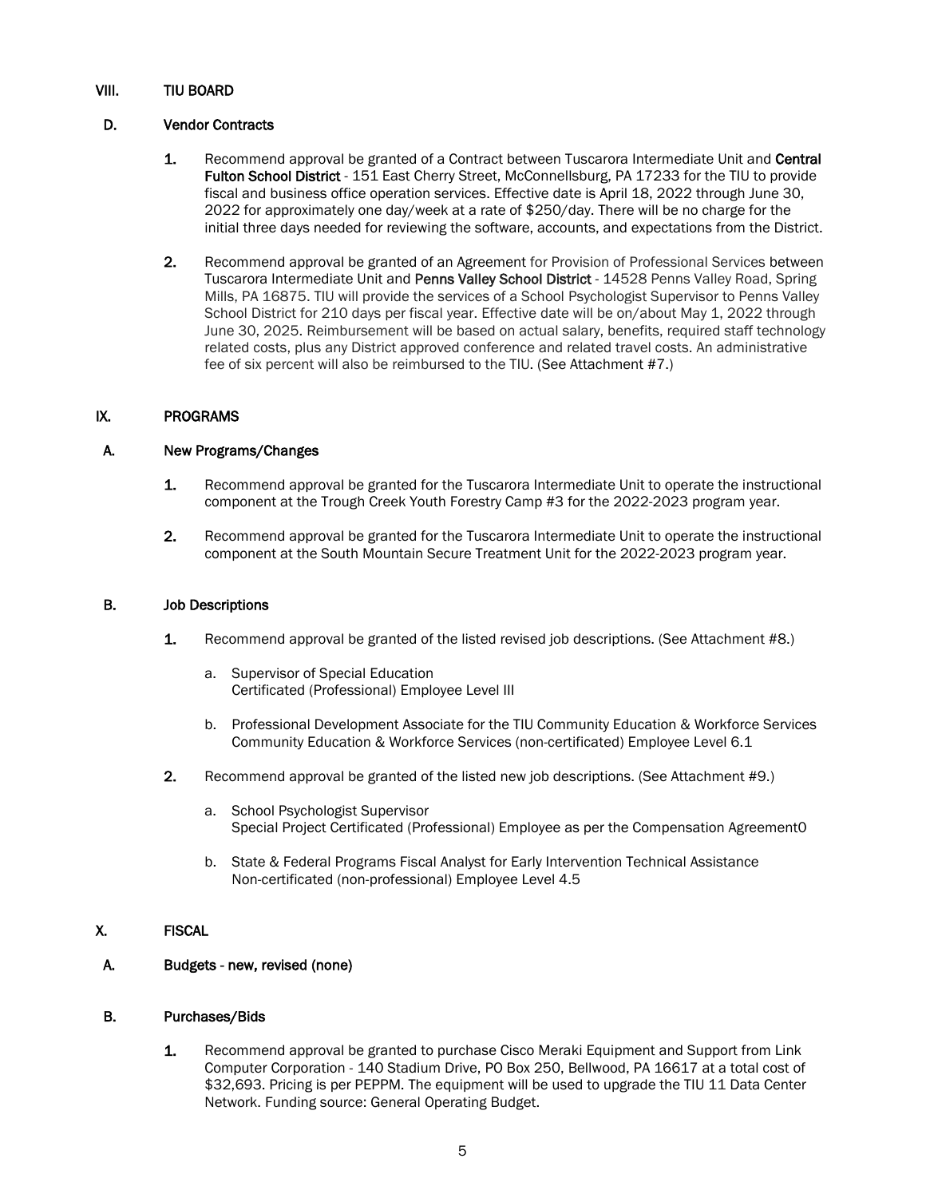## VIII. TIU BOARD

### D. Vendor Contracts

1. Recommend approval be granted of a Contract between Tuscarora Intermediate Unit and **Central Fulton School District** - 151 East Cherry Street, McConnellsburg, PA 17233 for the TIU to provide fiscal and business office operation services. Effective date is April 18, 2022 through June 30, 2022 for approximately one day/week at a rate of $250/day. There will be no charge for the initial three days needed for reviewing the software, accounts, and expectations from the District.

2. Recommend approval be granted of an Agreement for Provision of Professional Services between Tuscarora Intermediate Unit and **Penns Valley School District** - 14528 Penns Valley Road, Spring Mills, PA 16875. TIU will provide the services of a School Psychologist Supervisor to Penns Valley School District for 210 days per fiscal year. Effective date will be on/about May 1, 2022 through June 30, 2025. Reimbursement will be based on actual salary, benefits, required staff technology related costs, plus any District approved conference and related travel costs. An administrative fee of six percent will also be reimbursed to the TIU. (See Attachment #7.)

## IX. PROGRAMS

### A. New Programs/Changes

1. Recommend approval be granted for the Tuscarora Intermediate Unit to operate the instructional component at the Trough Creek Youth Forestry Camp #3 for the 2022-2023 program year.

2. Recommend approval be granted for the Tuscarora Intermediate Unit to operate the instructional component at the South Mountain Secure Treatment Unit for the 2022-2023 program year.

### B. Job Descriptions

1. Recommend approval be granted of the listed revised job descriptions. (See Attachment #8.)

   a. Supervisor of Special Education
   Certificated (Professional) Employee Level III

   b. Professional Development Associate for the TIU Community Education & Workforce Services
   Community Education & Workforce Services (non-certificated) Employee Level 6.1

2. Recommend approval be granted of the listed new job descriptions. (See Attachment #9.)

   a. School Psychologist Supervisor
   Special Project Certificated (Professional) Employee as per the Compensation Agreement0

   b. State & Federal Programs Fiscal Analyst for Early Intervention Technical Assistance
   Non-certificated (non-professional) Employee Level 4.5

## X. FISCAL

### A. Budgets - new, revised (none)

### B. Purchases/Bids

1. Recommend approval be granted to purchase Cisco Meraki Equipment and Support from Link Computer Corporation - 140 Stadium Drive, PO Box 250, Bellwood, PA 16617 at a total cost of $32,693. Pricing is per PEPPM. The equipment will be used to upgrade the TIU 11 Data Center Network. Funding source: General Operating Budget.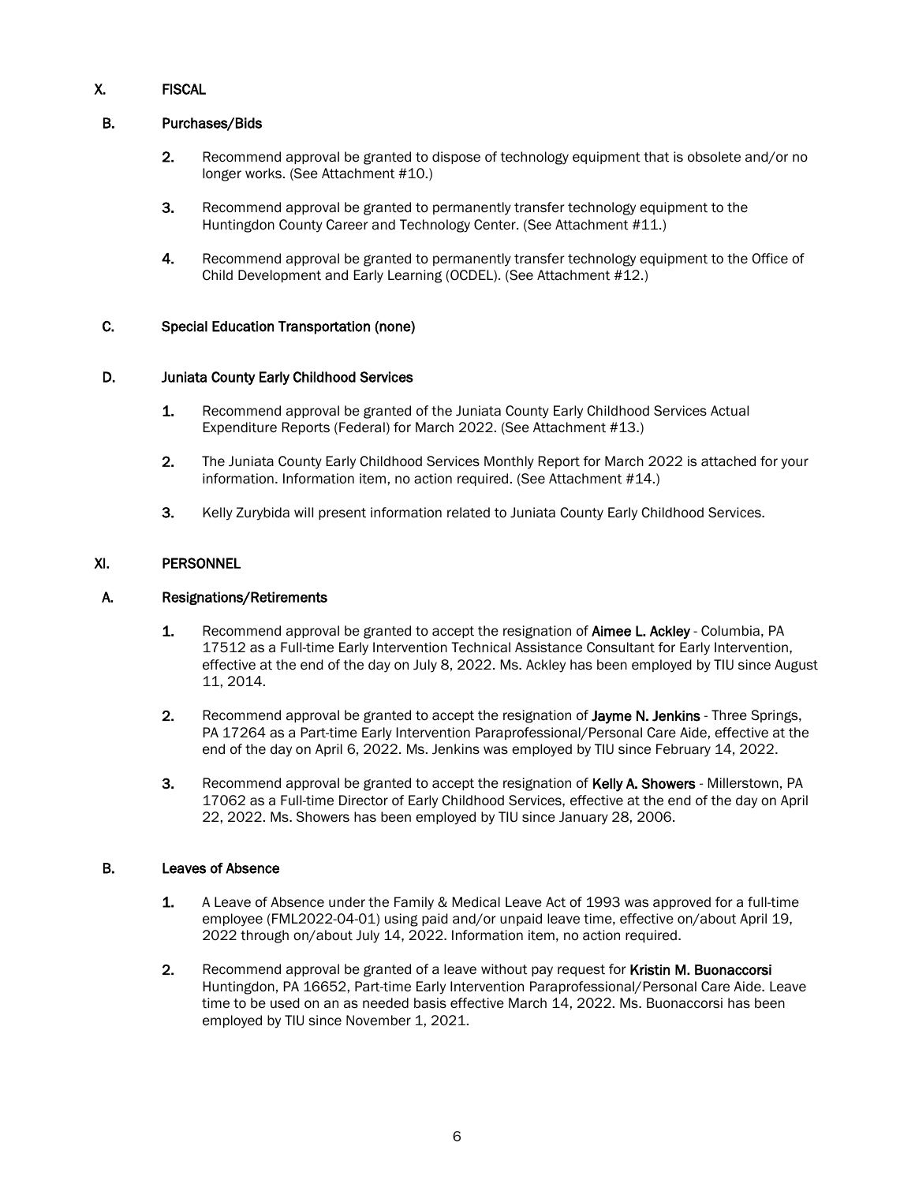## X. FISCAL

### B. Purchases/Bids

2. Recommend approval be granted to dispose of technology equipment that is obsolete and/or no longer works. (See Attachment #10.)

3. Recommend approval be granted to permanently transfer technology equipment to the Huntingdon County Career and Technology Center. (See Attachment #11.)

4. Recommend approval be granted to permanently transfer technology equipment to the Office of Child Development and Early Learning (OCDEL). (See Attachment #12.)

### C. Special Education Transportation (none)

### D. Juniata County Early Childhood Services

1. Recommend approval be granted of the Juniata County Early Childhood Services Actual Expenditure Reports (Federal) for March 2022. (See Attachment #13.)

2. The Juniata County Early Childhood Services Monthly Report for March 2022 is attached for your information. Information item, no action required. (See Attachment #14.)

3. Kelly Zurybida will present information related to Juniata County Early Childhood Services.

## XI. PERSONNEL

### A. Resignations/Retirements

1. Recommend approval be granted to accept the resignation of **Aimee L. Ackley** - Columbia, PA 17512 as a Full-time Early Intervention Technical Assistance Consultant for Early Intervention, effective at the end of the day on July 8, 2022. Ms. Ackley has been employed by TIU since August 11, 2014.

2. Recommend approval be granted to accept the resignation of **Jayme N. Jenkins** - Three Springs, PA 17264 as a Part-time Early Intervention Paraprofessional/Personal Care Aide, effective at the end of the day on April 6, 2022. Ms. Jenkins was employed by TIU since February 14, 2022.

3. Recommend approval be granted to accept the resignation of **Kelly A. Showers** - Millerstown, PA 17062 as a Full-time Director of Early Childhood Services, effective at the end of the day on April 22, 2022. Ms. Showers has been employed by TIU since January 28, 2006.

### B. Leaves of Absence

1. A Leave of Absence under the Family & Medical Leave Act of 1993 was approved for a full-time employee (FML2022-04-01) using paid and/or unpaid leave time, effective on/about April 19, 2022 through on/about July 14, 2022. Information item, no action required.

2. Recommend approval be granted of a leave without pay request for **Kristin M. Buonaccorsi** Huntingdon, PA 16652, Part-time Early Intervention Paraprofessional/Personal Care Aide. Leave time to be used on an as needed basis effective March 14, 2022. Ms. Buonaccorsi has been employed by TIU since November 1, 2021.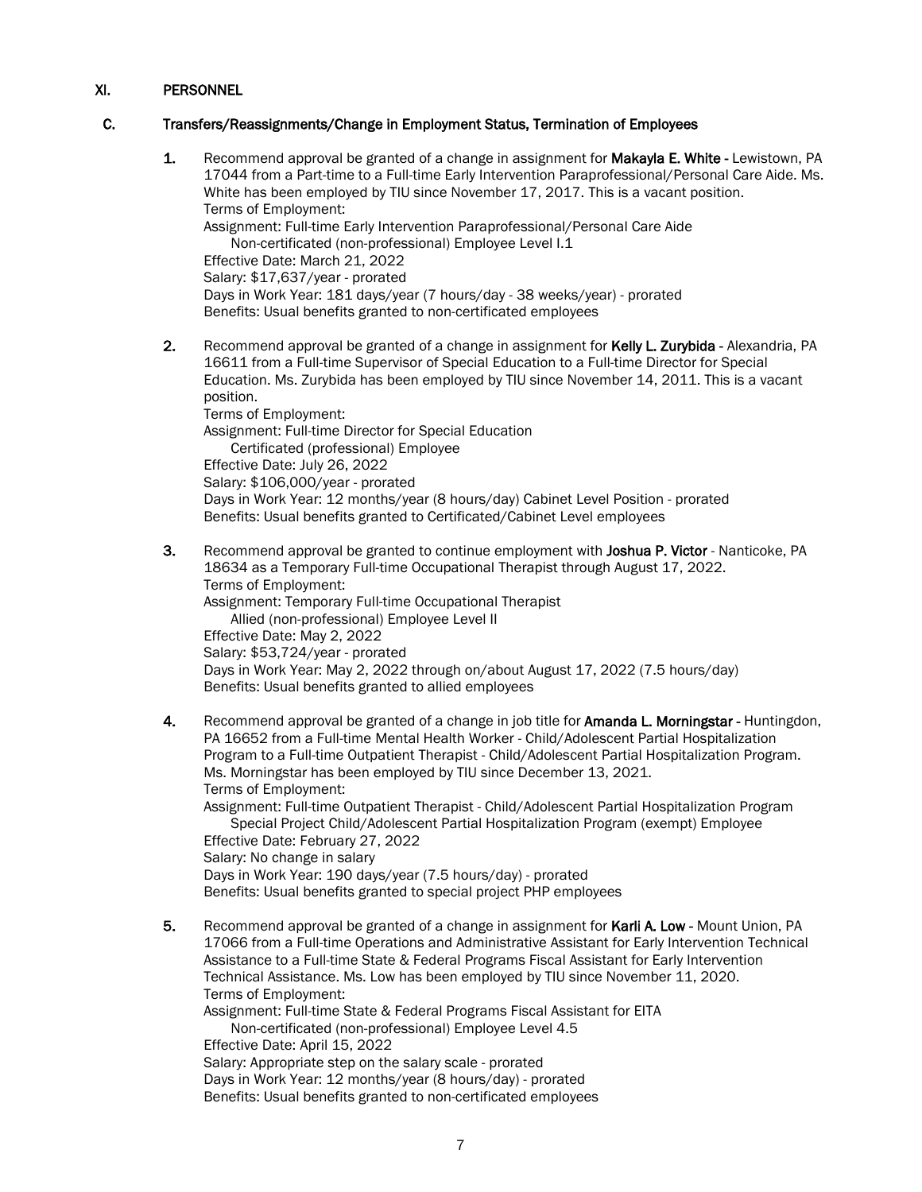## XI. PERSONNEL

### C. Transfers/Reassignments/Change in Employment Status, Termination of Employees

1. Recommend approval be granted of a change in assignment for **Makayla E. White** - Lewistown, PA 17044 from a Part-time to a Full-time Early Intervention Paraprofessional/Personal Care Aide. Ms. White has been employed by TIU since November 17, 2017. This is a vacant position.
   Terms of Employment:
   Assignment: Full-time Early Intervention Paraprofessional/Personal Care Aide
   Non-certificated (non-professional) Employee Level I.1
   Effective Date: March 21, 2022
   Salary: $17,637/year - prorated
   Days in Work Year: 181 days/year (7 hours/day - 38 weeks/year) - prorated
   Benefits: Usual benefits granted to non-certificated employees

2. Recommend approval be granted of a change in assignment for **Kelly L. Zurybida** - Alexandria, PA 16611 from a Full-time Supervisor of Special Education to a Full-time Director for Special Education. Ms. Zurybida has been employed by TIU since November 14, 2011. This is a vacant position.
   Terms of Employment:
   Assignment: Full-time Director for Special Education
   Certificated (professional) Employee
   Effective Date: July 26, 2022
   Salary: $106,000/year - prorated
   Days in Work Year: 12 months/year (8 hours/day) Cabinet Level Position - prorated
   Benefits: Usual benefits granted to Certificated/Cabinet Level employees

3. Recommend approval be granted to continue employment with **Joshua P. Victor** - Nanticoke, PA 18634 as a Temporary Full-time Occupational Therapist through August 17, 2022.
   Terms of Employment:
   Assignment: Temporary Full-time Occupational Therapist
   Allied (non-professional) Employee Level II
   Effective Date: May 2, 2022
   Salary: $53,724/year - prorated
   Days in Work Year: May 2, 2022 through on/about August 17, 2022 (7.5 hours/day)
   Benefits: Usual benefits granted to allied employees

4. Recommend approval be granted of a change in job title for **Amanda L. Morningstar** - Huntingdon, PA 16652 from a Full-time Mental Health Worker - Child/Adolescent Partial Hospitalization Program to a Full-time Outpatient Therapist - Child/Adolescent Partial Hospitalization Program. Ms. Morningstar has been employed by TIU since December 13, 2021.
   Terms of Employment:
   Assignment: Full-time Outpatient Therapist - Child/Adolescent Partial Hospitalization Program
   Special Project Child/Adolescent Partial Hospitalization Program (exempt) Employee
   Effective Date: February 27, 2022
   Salary: No change in salary
   Days in Work Year: 190 days/year (7.5 hours/day) - prorated
   Benefits: Usual benefits granted to special project PHP employees

5. Recommend approval be granted of a change in assignment for **Karli A. Low** - Mount Union, PA 17066 from a Full-time Operations and Administrative Assistant for Early Intervention Technical Assistance to a Full-time State & Federal Programs Fiscal Assistant for Early Intervention Technical Assistance. Ms. Low has been employed by TIU since November 11, 2020.
   Terms of Employment:
   Assignment: Full-time State & Federal Programs Fiscal Assistant for EITA
   Non-certificated (non-professional) Employee Level 4.5
   Effective Date: April 15, 2022
   Salary: Appropriate step on the salary scale - prorated
   Days in Work Year: 12 months/year (8 hours/day) - prorated
   Benefits: Usual benefits granted to non-certificated employees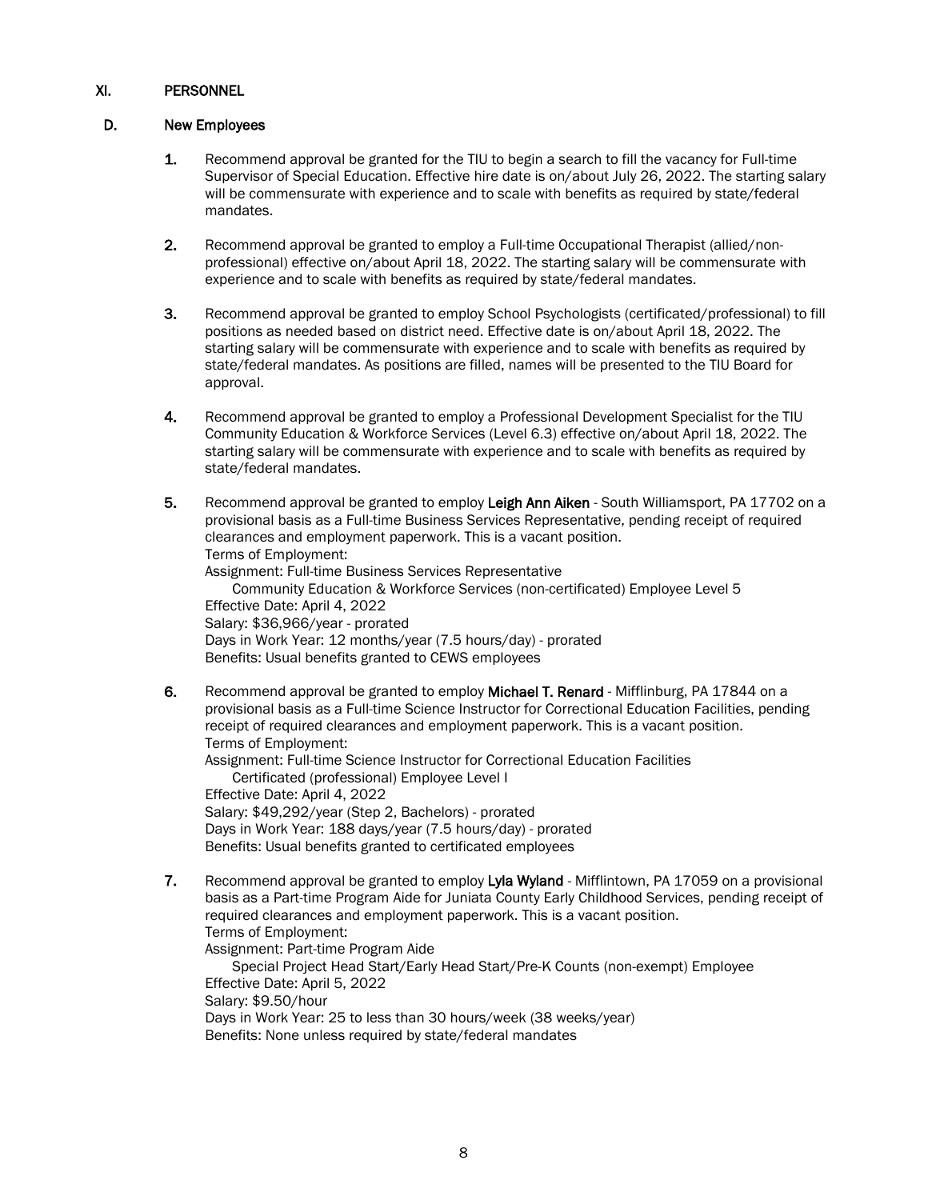## XI. PERSONNEL

### D. New Employees

1. Recommend approval be granted for the TIU to begin a search to fill the vacancy for Full-time Supervisor of Special Education. Effective hire date is on/about July 26, 2022. The starting salary will be commensurate with experience and to scale with benefits as required by state/federal mandates.

2. Recommend approval be granted to employ a Full-time Occupational Therapist (allied/non-professional) effective on/about April 18, 2022. The starting salary will be commensurate with experience and to scale with benefits as required by state/federal mandates.

3. Recommend approval be granted to employ School Psychologists (certificated/professional) to fill positions as needed based on district need. Effective date is on/about April 18, 2022. The starting salary will be commensurate with experience and to scale with benefits as required by state/federal mandates. As positions are filled, names will be presented to the TIU Board for approval.

4. Recommend approval be granted to employ a Professional Development Specialist for the TIU Community Education & Workforce Services (Level 6.3) effective on/about April 18, 2022. The starting salary will be commensurate with experience and to scale with benefits as required by state/federal mandates.

5. Recommend approval be granted to employ **Leigh Ann Aiken** - South Williamsport, PA 17702 on a provisional basis as a Full-time Business Services Representative, pending receipt of required clearances and employment paperwork. This is a vacant position.
   Terms of Employment:
   Assignment: Full-time Business Services Representative
   Community Education & Workforce Services (non-certificated) Employee Level 5
   Effective Date: April 4, 2022
   Salary: $36,966/year - prorated
   Days in Work Year: 12 months/year (7.5 hours/day) - prorated
   Benefits: Usual benefits granted to CEWS employees

6. Recommend approval be granted to employ **Michael T. Renard** - Mifflinburg, PA 17844 on a provisional basis as a Full-time Science Instructor for Correctional Education Facilities, pending receipt of required clearances and employment paperwork. This is a vacant position.
   Terms of Employment:
   Assignment: Full-time Science Instructor for Correctional Education Facilities
   Certificated (professional) Employee Level I
   Effective Date: April 4, 2022
   Salary: $49,292/year (Step 2, Bachelors) - prorated
   Days in Work Year: 188 days/year (7.5 hours/day) - prorated
   Benefits: Usual benefits granted to certificated employees

7. Recommend approval be granted to employ **Lyla Wyland** - Mifflintown, PA 17059 on a provisional basis as a Part-time Program Aide for Juniata County Early Childhood Services, pending receipt of required clearances and employment paperwork. This is a vacant position.
   Terms of Employment:
   Assignment: Part-time Program Aide
   Special Project Head Start/Early Head Start/Pre-K Counts (non-exempt) Employee
   Effective Date: April 5, 2022
   Salary: $9.50/hour
   Days in Work Year: 25 to less than 30 hours/week (38 weeks/year)
   Benefits: None unless required by state/federal mandates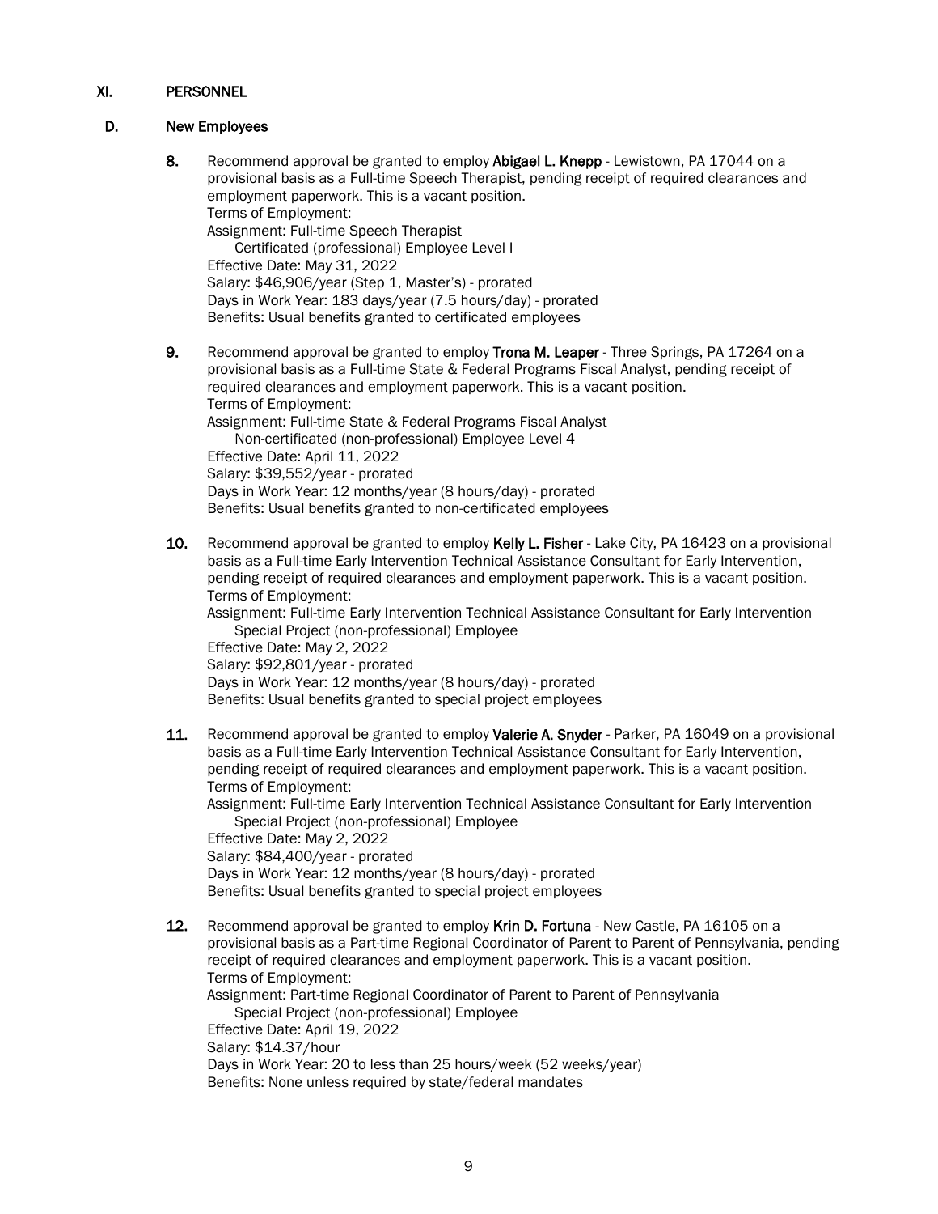## XI. PERSONNEL

### D. New Employees

8. Recommend approval be granted to employ **Abigael L. Knepp** - Lewistown, PA 17044 on a provisional basis as a Full-time Speech Therapist, pending receipt of required clearances and employment paperwork. This is a vacant position.
   Terms of Employment:
   Assignment: Full-time Speech Therapist
   Certificated (professional) Employee Level I
   Effective Date: May 31, 2022
   Salary: $46,906/year (Step 1, Master's) - prorated
   Days in Work Year: 183 days/year (7.5 hours/day) - prorated
   Benefits: Usual benefits granted to certificated employees

9. Recommend approval be granted to employ **Trona M. Leaper** - Three Springs, PA 17264 on a provisional basis as a Full-time State & Federal Programs Fiscal Analyst, pending receipt of required clearances and employment paperwork. This is a vacant position.
   Terms of Employment:
   Assignment: Full-time State & Federal Programs Fiscal Analyst
   Non-certificated (non-professional) Employee Level 4
   Effective Date: April 11, 2022
   Salary: $39,552/year - prorated
   Days in Work Year: 12 months/year (8 hours/day) - prorated
   Benefits: Usual benefits granted to non-certificated employees

10. Recommend approval be granted to employ **Kelly L. Fisher** - Lake City, PA 16423 on a provisional basis as a Full-time Early Intervention Technical Assistance Consultant for Early Intervention, pending receipt of required clearances and employment paperwork. This is a vacant position.
    Terms of Employment:
    Assignment: Full-time Early Intervention Technical Assistance Consultant for Early Intervention
    Special Project (non-professional) Employee
    Effective Date: May 2, 2022
    Salary: $92,801/year - prorated
    Days in Work Year: 12 months/year (8 hours/day) - prorated
    Benefits: Usual benefits granted to special project employees

11. Recommend approval be granted to employ **Valerie A. Snyder** - Parker, PA 16049 on a provisional basis as a Full-time Early Intervention Technical Assistance Consultant for Early Intervention, pending receipt of required clearances and employment paperwork. This is a vacant position.
    Terms of Employment:
    Assignment: Full-time Early Intervention Technical Assistance Consultant for Early Intervention
    Special Project (non-professional) Employee
    Effective Date: May 2, 2022
    Salary: $84,400/year - prorated
    Days in Work Year: 12 months/year (8 hours/day) - prorated
    Benefits: Usual benefits granted to special project employees

12. Recommend approval be granted to employ **Krin D. Fortuna** - New Castle, PA 16105 on a provisional basis as a Part-time Regional Coordinator of Parent to Parent of Pennsylvania, pending receipt of required clearances and employment paperwork. This is a vacant position.
    Terms of Employment:
    Assignment: Part-time Regional Coordinator of Parent to Parent of Pennsylvania
    Special Project (non-professional) Employee
    Effective Date: April 19, 2022
    Salary: $14.37/hour
    Days in Work Year: 20 to less than 25 hours/week (52 weeks/year)
    Benefits: None unless required by state/federal mandates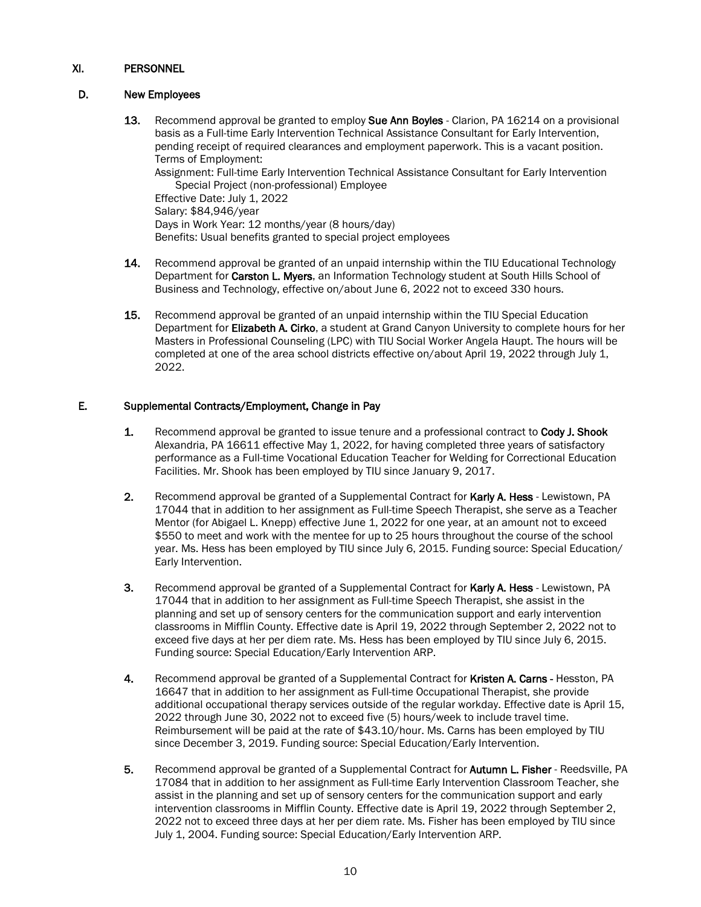## XI. PERSONNEL

### D. New Employees

**13.** Recommend approval be granted to employ **Sue Ann Boyles** - Clarion, PA 16214 on a provisional basis as a Full-time Early Intervention Technical Assistance Consultant for Early Intervention, pending receipt of required clearances and employment paperwork. This is a vacant position.
Terms of Employment:
Assignment: Full-time Early Intervention Technical Assistance Consultant for Early Intervention Special Project (non-professional) Employee
Effective Date: July 1, 2022
Salary: $84,946/year
Days in Work Year: 12 months/year (8 hours/day)
Benefits: Usual benefits granted to special project employees

**14.** Recommend approval be granted of an unpaid internship within the TIU Educational Technology Department for **Carston L. Myers**, an Information Technology student at South Hills School of Business and Technology, effective on/about June 6, 2022 not to exceed 330 hours.

**15.** Recommend approval be granted of an unpaid internship within the TIU Special Education Department for **Elizabeth A. Cirko**, a student at Grand Canyon University to complete hours for her Masters in Professional Counseling (LPC) with TIU Social Worker Angela Haupt. The hours will be completed at one of the area school districts effective on/about April 19, 2022 through July 1, 2022.

### E. Supplemental Contracts/Employment, Change in Pay

**1.** Recommend approval be granted to issue tenure and a professional contract to **Cody J. Shook** Alexandria, PA 16611 effective May 1, 2022, for having completed three years of satisfactory performance as a Full-time Vocational Education Teacher for Welding for Correctional Education Facilities. Mr. Shook has been employed by TIU since January 9, 2017.

**2.** Recommend approval be granted of a Supplemental Contract for **Karly A. Hess** - Lewistown, PA 17044 that in addition to her assignment as Full-time Speech Therapist, she serve as a Teacher Mentor (for Abigael L. Knepp) effective June 1, 2022 for one year, at an amount not to exceed $550 to meet and work with the mentee for up to 25 hours throughout the course of the school year. Ms. Hess has been employed by TIU since July 6, 2015. Funding source: Special Education/ Early Intervention.

**3.** Recommend approval be granted of a Supplemental Contract for **Karly A. Hess** - Lewistown, PA 17044 that in addition to her assignment as Full-time Speech Therapist, she assist in the planning and set up of sensory centers for the communication support and early intervention classrooms in Mifflin County. Effective date is April 19, 2022 through September 2, 2022 not to exceed five days at her per diem rate. Ms. Hess has been employed by TIU since July 6, 2015. Funding source: Special Education/Early Intervention ARP.

**4.** Recommend approval be granted of a Supplemental Contract for **Kristen A. Carns** - Hesston, PA 16647 that in addition to her assignment as Full-time Occupational Therapist, she provide additional occupational therapy services outside of the regular workday. Effective date is April 15, 2022 through June 30, 2022 not to exceed five (5) hours/week to include travel time. Reimbursement will be paid at the rate of $43.10/hour. Ms. Carns has been employed by TIU since December 3, 2019. Funding source: Special Education/Early Intervention.

**5.** Recommend approval be granted of a Supplemental Contract for **Autumn L. Fisher** - Reedsville, PA 17084 that in addition to her assignment as Full-time Early Intervention Classroom Teacher, she assist in the planning and set up of sensory centers for the communication support and early intervention classrooms in Mifflin County. Effective date is April 19, 2022 through September 2, 2022 not to exceed three days at her per diem rate. Ms. Fisher has been employed by TIU since July 1, 2004. Funding source: Special Education/Early Intervention ARP.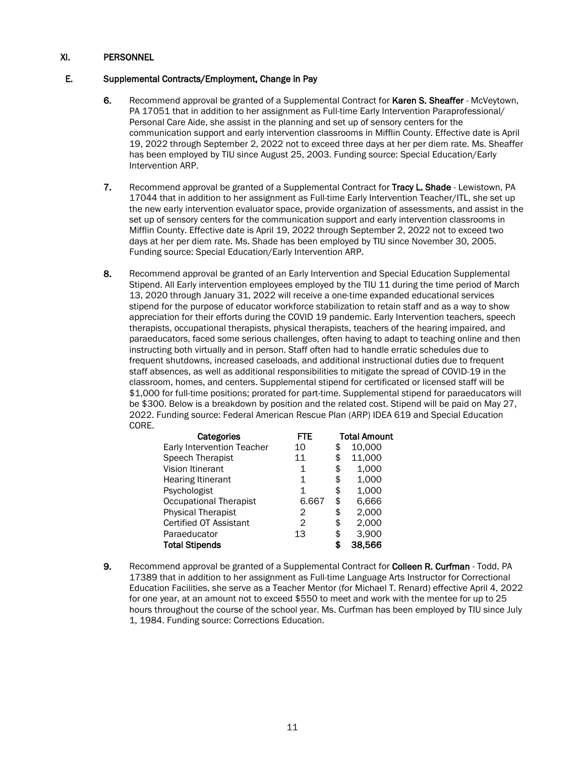## XI. PERSONNEL

### E. Supplemental Contracts/Employment, Change in Pay

6. Recommend approval be granted of a Supplemental Contract for **Karen S. Sheaffer** - McVeytown, PA 17051 that in addition to her assignment as Full-time Early Intervention Paraprofessional/ Personal Care Aide, she assist in the planning and set up of sensory centers for the communication support and early intervention classrooms in Mifflin County. Effective date is April 19, 2022 through September 2, 2022 not to exceed three days at her per diem rate. Ms. Sheaffer has been employed by TIU since August 25, 2003. Funding source: Special Education/Early Intervention ARP.

7. Recommend approval be granted of a Supplemental Contract for **Tracy L. Shade** - Lewistown, PA 17044 that in addition to her assignment as Full-time Early Intervention Teacher/ITL, she set up the new early intervention evaluator space, provide organization of assessments, and assist in the set up of sensory centers for the communication support and early intervention classrooms in Mifflin County. Effective date is April 19, 2022 through September 2, 2022 not to exceed two days at her per diem rate. Ms. Shade has been employed by TIU since November 30, 2005. Funding source: Special Education/Early Intervention ARP.

8. Recommend approval be granted of an Early Intervention and Special Education Supplemental Stipend. All Early intervention employees employed by the TIU 11 during the time period of March 13, 2020 through January 31, 2022 will receive a one-time expanded educational services stipend for the purpose of educator workforce stabilization to retain staff and as a way to show appreciation for their efforts during the COVID 19 pandemic. Early Intervention teachers, speech therapists, occupational therapists, physical therapists, teachers of the hearing impaired, and paraeducators, faced some serious challenges, often having to adapt to teaching online and then instructing both virtually and in person. Staff often had to handle erratic schedules due to frequent shutdowns, increased caseloads, and additional instructional duties due to frequent staff absences, as well as additional responsibilities to mitigate the spread of COVID-19 in the classroom, homes, and centers. Supplemental stipend for certificated or licensed staff will be $1,000 for full-time positions; prorated for part-time. Supplemental stipend for paraeducators will be $300. Below is a breakdown by position and the related cost. Stipend will be paid on May 27, 2022. Funding source: Federal American Rescue Plan (ARP) IDEA 619 and Special Education CORE.

| Categories | FTE | Total Amount |
|---|---|---|
| Early Intervention Teacher | 10 | $ 10,000 |
| Speech Therapist | 11 | $ 11,000 |
| Vision Itinerant | 1 | $ 1,000 |
| Hearing Itinerant | 1 | $ 1,000 |
| Psychologist | 1 | $ 1,000 |
| Occupational Therapist | 6.667 | $ 6,666 |
| Physical Therapist | 2 | $ 2,000 |
| Certified OT Assistant | 2 | $ 2,000 |
| Paraeducator | 13 | $ 3,900 |
| **Total Stipends** | | **$ 38,566** |

9. Recommend approval be granted of a Supplemental Contract for **Colleen R. Curfman** - Todd, PA 17389 that in addition to her assignment as Full-time Language Arts Instructor for Correctional Education Facilities, she serve as a Teacher Mentor (for Michael T. Renard) effective April 4, 2022 for one year, at an amount not to exceed $550 to meet and work with the mentee for up to 25 hours throughout the course of the school year. Ms. Curfman has been employed by TIU since July 1, 1984. Funding source: Corrections Education.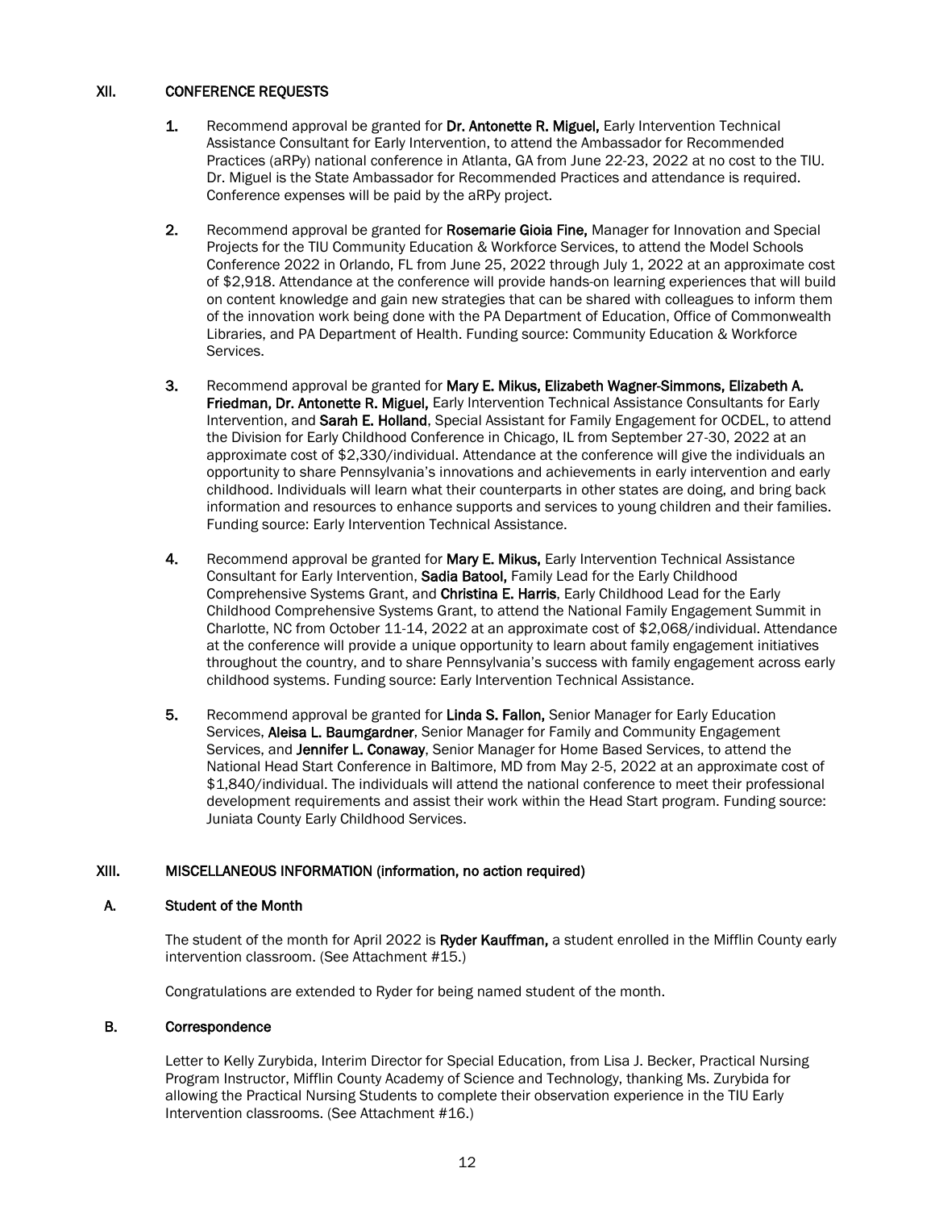## XII. CONFERENCE REQUESTS

1. Recommend approval be granted for **Dr. Antonette R. Miguel,** Early Intervention Technical Assistance Consultant for Early Intervention, to attend the Ambassador for Recommended Practices (aRPy) national conference in Atlanta, GA from June 22-23, 2022 at no cost to the TIU. Dr. Miguel is the State Ambassador for Recommended Practices and attendance is required. Conference expenses will be paid by the aRPy project.

2. Recommend approval be granted for **Rosemarie Gioia Fine,** Manager for Innovation and Special Projects for the TIU Community Education & Workforce Services, to attend the Model Schools Conference 2022 in Orlando, FL from June 25, 2022 through July 1, 2022 at an approximate cost of $2,918. Attendance at the conference will provide hands-on learning experiences that will build on content knowledge and gain new strategies that can be shared with colleagues to inform them of the innovation work being done with the PA Department of Education, Office of Commonwealth Libraries, and PA Department of Health. Funding source: Community Education & Workforce Services.

3. Recommend approval be granted for **Mary E. Mikus, Elizabeth Wagner-Simmons, Elizabeth A. Friedman, Dr. Antonette R. Miguel,** Early Intervention Technical Assistance Consultants for Early Intervention, and **Sarah E. Holland**, Special Assistant for Family Engagement for OCDEL, to attend the Division for Early Childhood Conference in Chicago, IL from September 27-30, 2022 at an approximate cost of $2,330/individual. Attendance at the conference will give the individuals an opportunity to share Pennsylvania's innovations and achievements in early intervention and early childhood. Individuals will learn what their counterparts in other states are doing, and bring back information and resources to enhance supports and services to young children and their families. Funding source: Early Intervention Technical Assistance.

4. Recommend approval be granted for **Mary E. Mikus,** Early Intervention Technical Assistance Consultant for Early Intervention, **Sadia Batool,** Family Lead for the Early Childhood Comprehensive Systems Grant, and **Christina E. Harris**, Early Childhood Lead for the Early Childhood Comprehensive Systems Grant, to attend the National Family Engagement Summit in Charlotte, NC from October 11-14, 2022 at an approximate cost of $2,068/individual. Attendance at the conference will provide a unique opportunity to learn about family engagement initiatives throughout the country, and to share Pennsylvania's success with family engagement across early childhood systems. Funding source: Early Intervention Technical Assistance.

5. Recommend approval be granted for **Linda S. Fallon,** Senior Manager for Early Education Services, **Aleisa L. Baumgardner**, Senior Manager for Family and Community Engagement Services, and **Jennifer L. Conaway**, Senior Manager for Home Based Services, to attend the National Head Start Conference in Baltimore, MD from May 2-5, 2022 at an approximate cost of $1,840/individual. The individuals will attend the national conference to meet their professional development requirements and assist their work within the Head Start program. Funding source: Juniata County Early Childhood Services.

## XIII. MISCELLANEOUS INFORMATION (information, no action required)

### A. Student of the Month

The student of the month for April 2022 is **Ryder Kauffman,** a student enrolled in the Mifflin County early intervention classroom. (See Attachment #15.)

Congratulations are extended to Ryder for being named student of the month.

### B. Correspondence

Letter to Kelly Zurybida, Interim Director for Special Education, from Lisa J. Becker, Practical Nursing Program Instructor, Mifflin County Academy of Science and Technology, thanking Ms. Zurybida for allowing the Practical Nursing Students to complete their observation experience in the TIU Early Intervention classrooms. (See Attachment #16.)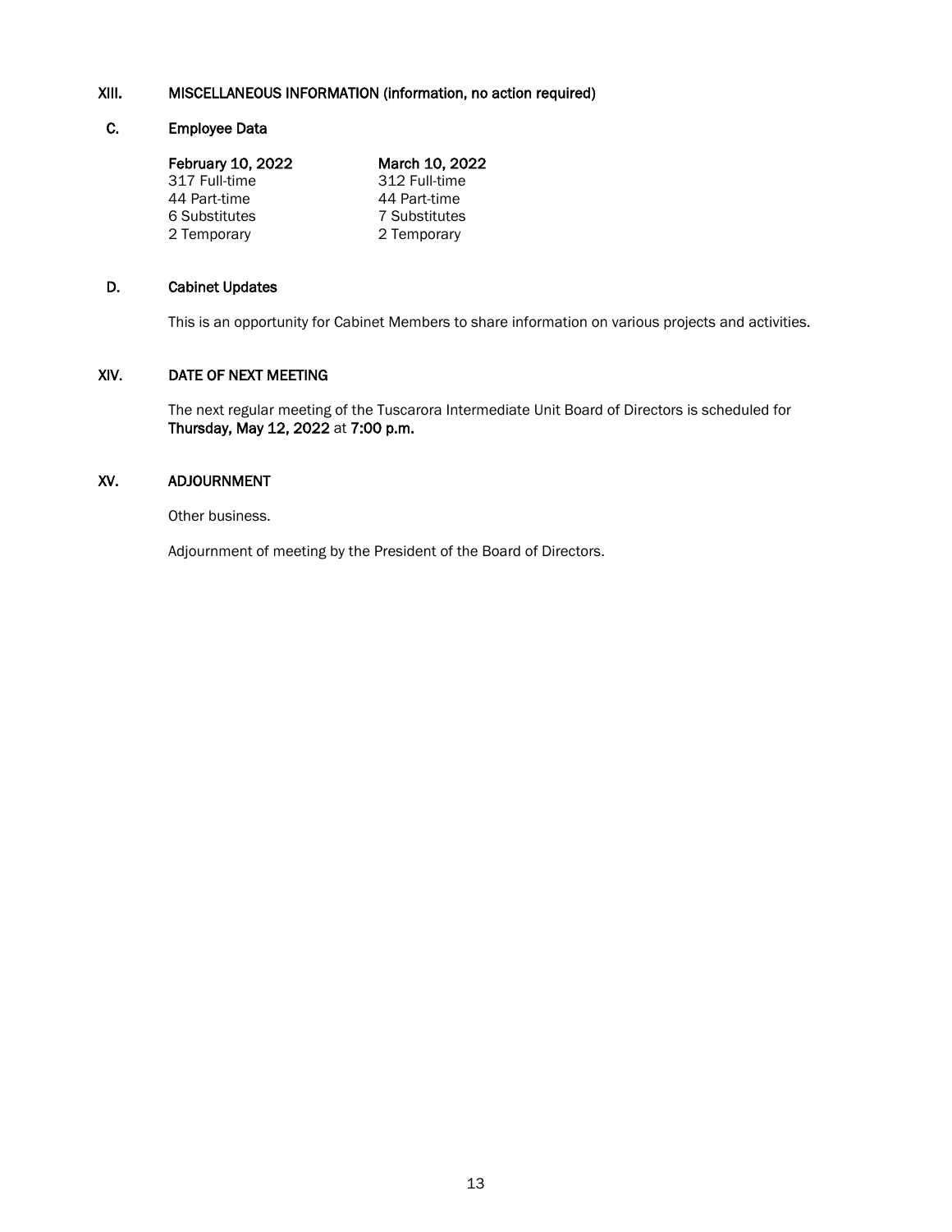## XIII. MISCELLANEOUS INFORMATION (information, no action required)

### C. Employee Data

| February 10, 2022 | March 10, 2022 |
|---|---|
| 317 Full-time | 312 Full-time |
| 44 Part-time | 44 Part-time |
| 6 Substitutes | 7 Substitutes |
| 2 Temporary | 2 Temporary |

### D. Cabinet Updates

This is an opportunity for Cabinet Members to share information on various projects and activities.

## XIV. DATE OF NEXT MEETING

The next regular meeting of the Tuscarora Intermediate Unit Board of Directors is scheduled for **Thursday, May 12, 2022** at **7:00 p.m.**

## XV. ADJOURNMENT

Other business.

Adjournment of meeting by the President of the Board of Directors.